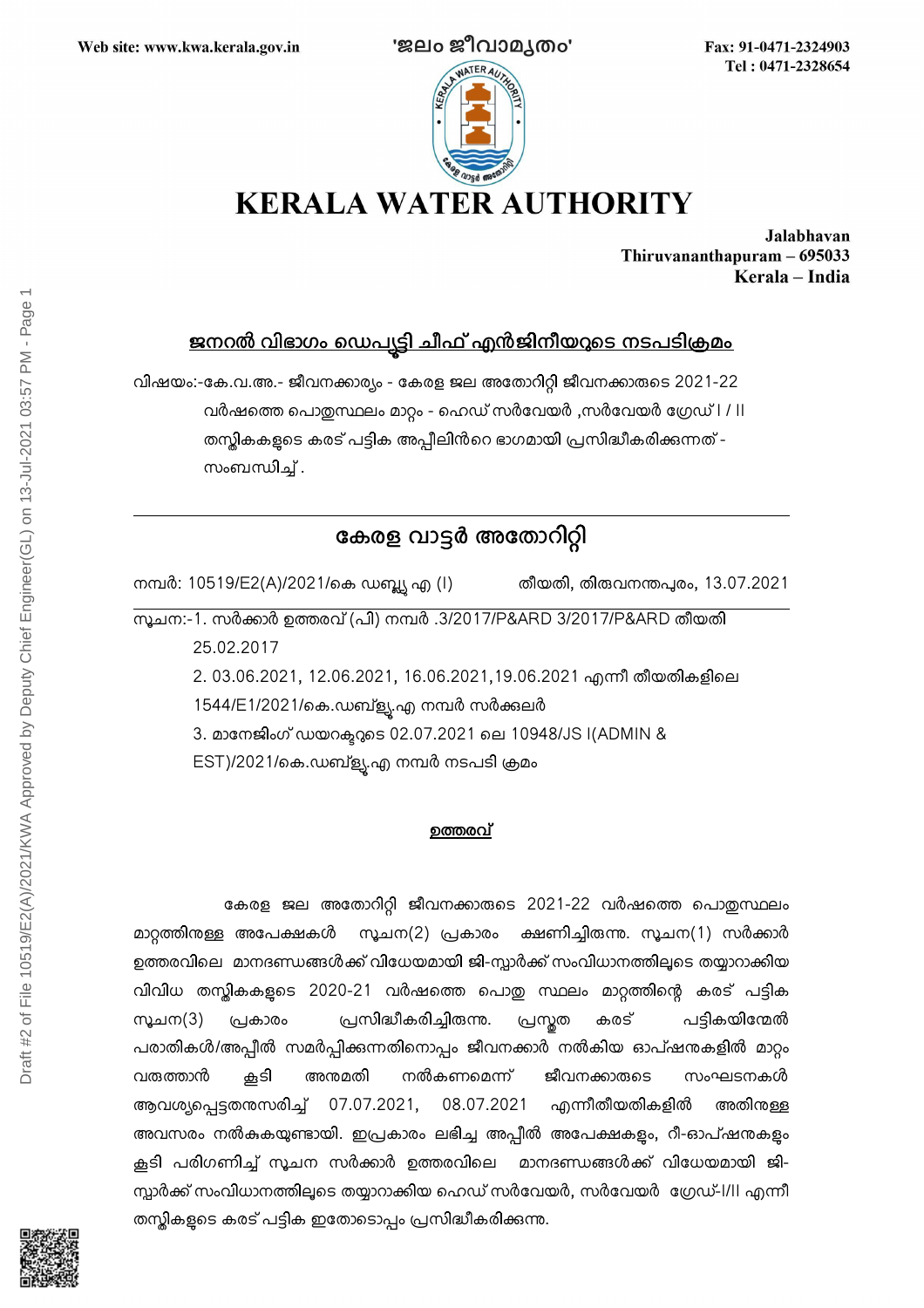Web site: www.kwa.kerala.gov.in 'ജലം ജീവാമൃതം' Fax: 91-0471-2324903
Tel : 0471-2328654

# KERALA WATER AUTHORITY

**Jalabhavan**
**Thiruvananthapuram – 695033**
**Kerala – India**

## ജനറൽ വിഭാഗം ഡെപ്യൂട്ടി ചീഫ് എൻജിനീയറുടെ നടപടിക്രമം

വിഷയം:-കെ.വ.അ.- ജീവനക്കാര്യം - കേരള ജല അതോറിറ്റി ജീവനക്കാരുടെ 2021-22 വർഷത്തെ പൊതുസ്ഥലം മാറ്റം - ഹെഡ് സർവേയർ ,സർവേയർ ഗ്രേഡ് I / II തസ്തികകളുടെ കരട് പട്ടിക അപ്പീലിൻറെ ഭാഗമായി പ്രസിദ്ധീകരിക്കുന്നത് - സംബന്ധിച്ച്.

---

## കേരള വാട്ടർ അതോറിറ്റി

നമ്പർ: 10519/E2(A)/2021/കെ ഡബ്ല്യൂ എ (I) തീയതി, തിരുവനന്തപുരം, 13.07.2021

---

സൂചന:-1. സർക്കാർ ഉത്തരവ് (പി) നമ്പർ .3/2017/P&ARD 3/2017/P&ARD തീയതി 25.02.2017

2. 03.06.2021, 12.06.2021, 16.06.2021,19.06.2021 എന്നീ തീയതികളിലെ 1544/E1/2021/കെ.ഡബ്ള്യൂ.എ നമ്പർ സർക്കുലർ

3. മാനേജിംഗ് ഡയറക്ടറുടെ 02.07.2021 ലെ 10948/JS I(ADMIN & EST)/2021/കെ.ഡബ്ള്യൂ.എ നമ്പർ നടപടി ക്രമം

### ഉത്തരവ്

കേരള ജല അതോറിറ്റി ജീവനക്കാരുടെ 2021-22 വർഷത്തെ പൊതുസ്ഥലം മാറ്റത്തിനുള്ള അപേക്ഷകൾ സൂചന(2) പ്രകാരം ക്ഷണിച്ചിരുന്നു. സൂചന(1) സർക്കാർ ഉത്തരവിലെ മാനദണ്ഡങ്ങൾക്ക് വിധേയമായി ജി-സ്പാർക്ക് സംവിധാനത്തിലൂടെ തയ്യാറാക്കിയ വിവിധ തസ്തികകളുടെ 2020-21 വർഷത്തെ പൊതു സ്ഥലം മാറ്റത്തിന്റെ കരട് പട്ടിക സൂചന(3) പ്രകാരം പ്രസിദ്ധീകരിച്ചിരുന്നു. പ്രസ്തുത കരട് പട്ടികയിന്മേൽ പരാതികൾ/അപ്പീൽ സമർപ്പിക്കുന്നതിനൊപ്പം ജീവനക്കാർ നൽകിയ ഓപ്ഷനുകളിൽ മാറ്റം വരുത്താൻ കൂടി അനുമതി നൽകണമെന്ന് ജീവനക്കാരുടെ സംഘടനകൾ ആവശ്യപ്പെട്ടതനുസരിച്ച് 07.07.2021, 08.07.2021 എന്നീതീയതികളിൽ അതിനുള്ള അവസരം നൽകുകയുണ്ടായി. ഇപ്രകാരം ലഭിച്ച അപ്പീൽ അപേക്ഷകളും, റീ-ഓപ്ഷനുകളും കൂടി പരിഗണിച്ച് സൂചന സർക്കാർ ഉത്തരവിലെ മാനദണ്ഡങ്ങൾക്ക് വിധേയമായി ജി-സ്പാർക്ക് സംവിധാനത്തിലൂടെ തയ്യാറാക്കിയ ഹെഡ് സർവേയർ, സർവേയർ ഗ്രേഡ്-I/II എന്നീ തസ്തികളുടെ കരട് പട്ടിക ഇതോടൊപ്പം പ്രസിദ്ധീകരിക്കുന്നു.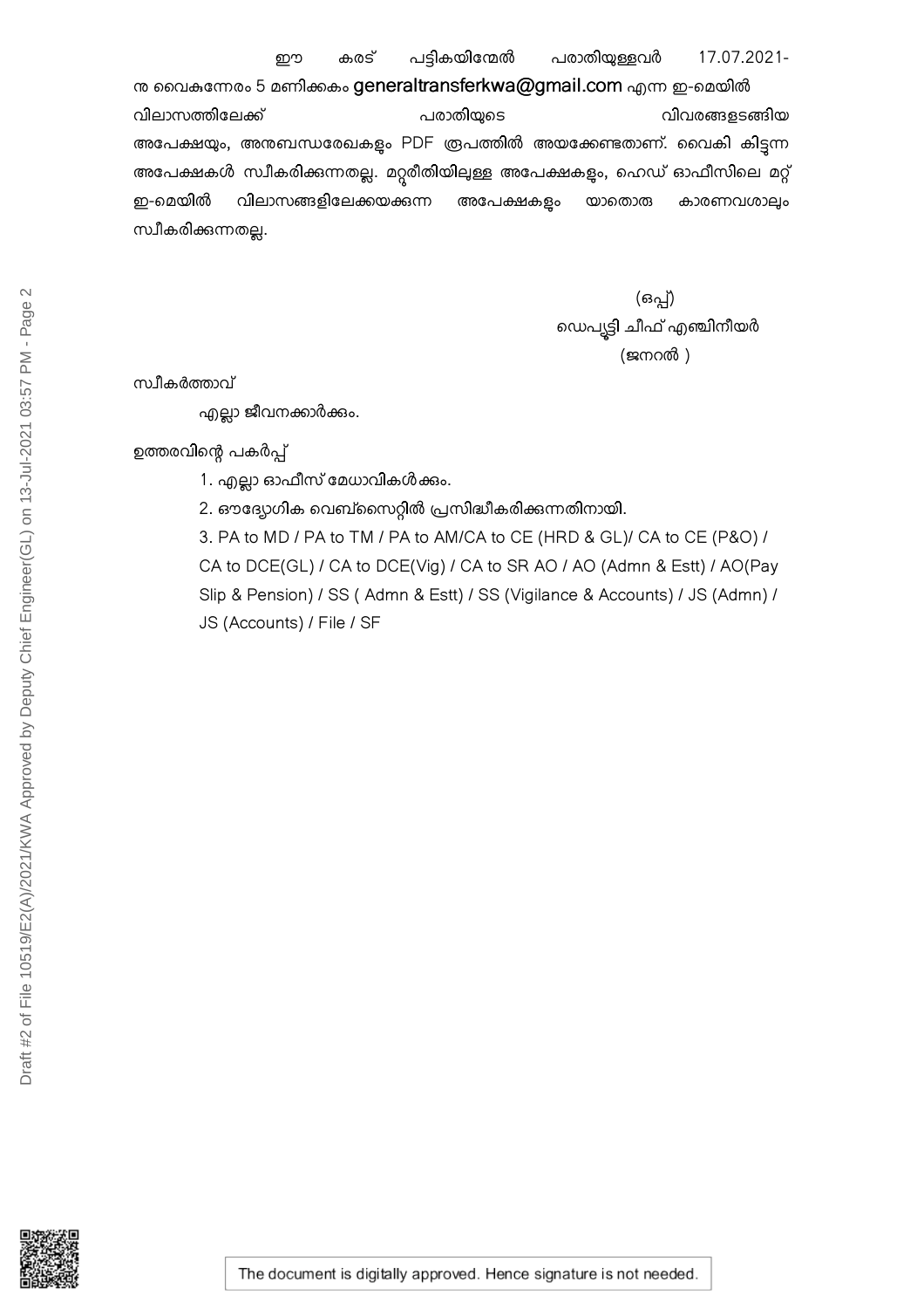ഈ കരട് പട്ടികയിന്മേൽ പരാതിയുള്ളവർ 17.07.2021-ന്ന വൈകുന്നേരം 5 മണിക്കകം **generaltransferkwa@gmail.com** എന്ന ഇ-മെയിൽ വിലാസത്തിലേക്ക് പരാതിയുടെ വിവരങ്ങളടങ്ങിയ അപേക്ഷയും, അനുബന്ധരേഖകളും PDF രൂപത്തിൽ അയക്കേണ്ടതാണ്. വൈകി കിട്ടുന്ന അപേക്ഷകൾ സ്വീകരിക്കുന്നതല്ല. മറ്റുരീതിയിലുള്ള അപേക്ഷകളും, ഹെഡ് ഓഫീസിലെ മറ്റ് ഇ-മെയിൽ വിലാസങ്ങളിലേക്കയക്കുന്ന അപേക്ഷകളും യാതൊരു കാരണവശാലും സ്വീകരിക്കുന്നതല്ല.

(ഒപ്പ്)
ഡെപ്യൂട്ടി ചീഫ് എഞ്ചിനീയർ
(ജനറൽ )

സ്വീകർത്താവ്

എല്ലാ ജീവനക്കാർക്കും.

ഉത്തരവിന്റെ പകർപ്പ്

1. എല്ലാ ഓഫീസ് മേധാവികൾക്കും.
2. ഔദ്യോഗിക വെബ്സൈറ്റിൽ പ്രസിദ്ധീകരിക്കുന്നതിനായി.
3. PA to MD / PA to TM / PA to AM/CA to CE (HRD & GL)/ CA to CE (P&O) / CA to DCE(GL) / CA to DCE(Vig) / CA to SR AO / AO (Admn & Estt) / AO(Pay Slip & Pension) / SS ( Admn & Estt) / SS (Vigilance & Accounts) / JS (Admn) / JS (Accounts) / File / SF

The document is digitally approved. Hence signature is not needed.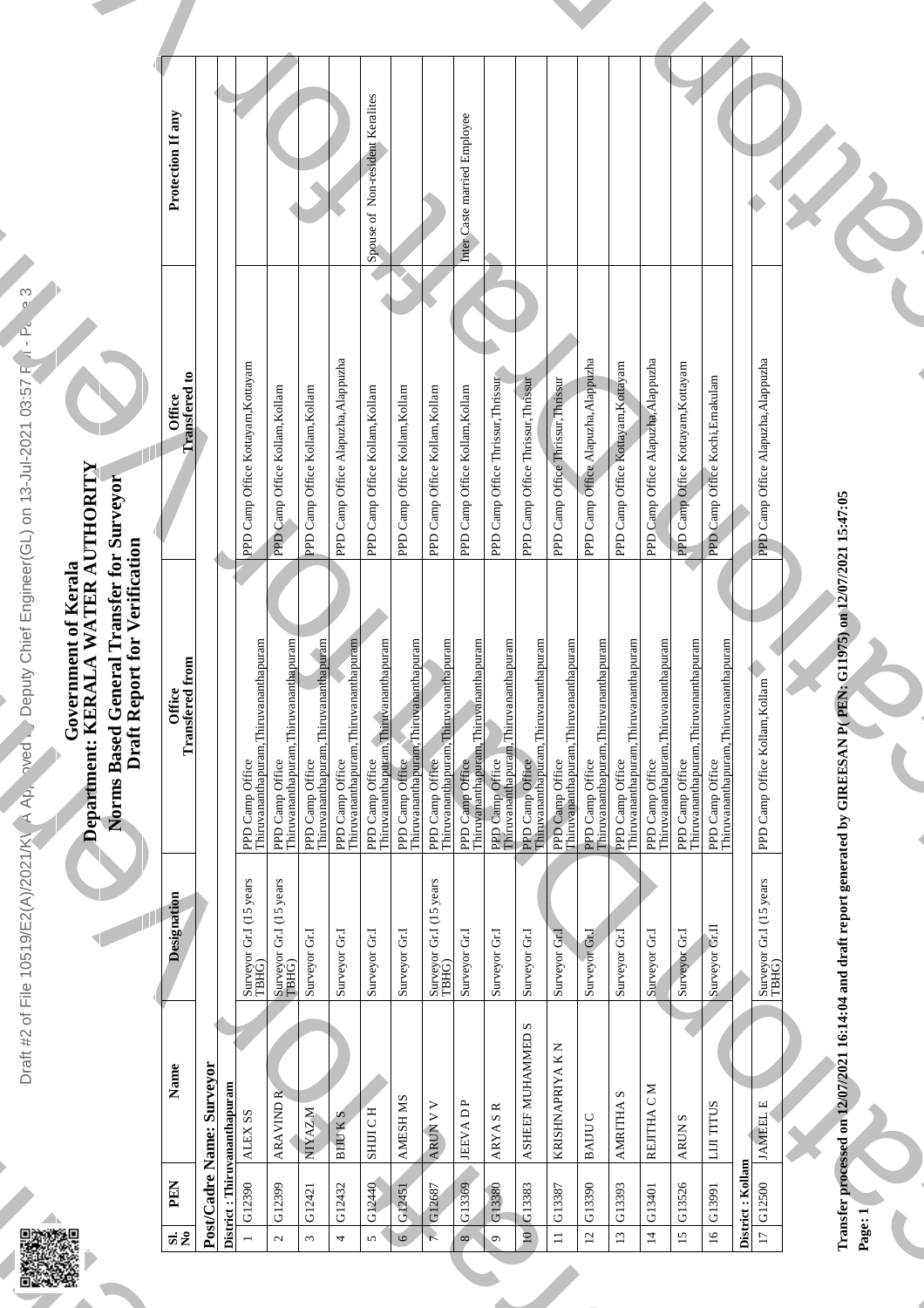# Government of Kerala
## Department: KERALA WATER AUTHORITY
## Norms Based General Transfer for Surveyor
## Draft Report for Verification

| Sl. No | PEN | Name | Designation | Office Transfered from | Office Transfered to | Protection If any |
|---|---|---|---|---|---|---|
| **Post/Cadre Name: Surveyor** | | | | | | |
| **District : Thiruvananthapuram** | | | | | | |
| 1 | G12390 | ALEX SS | Surveyor Gr.I (15 years TBHG) | PPD Camp Office Thiruvananthapuram,Thiruvananthapuram | PPD Camp Office Kottayam,Kottayam | |
| 2 | G12399 | ARAVIND R | Surveyor Gr.I (15 years TBHG) | PPD Camp Office Thiruvananthapuram,Thiruvananthapuram | PPD Camp Office Kollam,Kollam | |
| 3 | G12421 | NIYAZ.M | Surveyor Gr.I | PPD Camp Office Thiruvananthapuram,Thiruvananthapuram | PPD Camp Office Kollam,Kollam | |
| 4 | G12432 | BIJU K S | Surveyor Gr.I | PPD Camp Office Thiruvananthapuram,Thiruvananthapuram | PPD Camp Office Alapuzha,Alappuzha | |
| 5 | G12440 | SHIJI C H | Surveyor Gr.I | PPD Camp Office Thiruvananthapuram,Thiruvananthapuram | PPD Camp Office Kollam,Kollam | Spouse of Non-resident Keralites |
| 6 | G12451 | AMESH MS | Surveyor Gr.I | PPD Camp Office Thiruvananthapuram,Thiruvananthapuram | PPD Camp Office Kollam,Kollam | |
| 7 | G12687 | ARUN V V | Surveyor Gr.I (15 years TBHG) | PPD Camp Office Thiruvananthapuram,Thiruvananthapuram | PPD Camp Office Kollam,Kollam | |
| 8 | G13369 | JEEVA D P | Surveyor Gr.I | PPD Camp Office Thiruvananthapuram,Thiruvananthapuram | PPD Camp Office Kollam,Kollam | Inter Caste married Employee |
| 9 | G13380 | ARYA S R | Surveyor Gr.I | PPD Camp Office Thiruvananthapuram,Thiruvananthapuram | PPD Camp Office Thrissur,Thrissur | |
| 10 | G13383 | ASHEEF MUHAMMED S | Surveyor Gr.I | PPD Camp Office Thiruvananthapuram,Thiruvananthapuram | PPD Camp Office Thrissur,Thrissur | |
| 11 | G13387 | KRISHNAPRIYA K N | Surveyor Gr.I | PPD Camp Office Thiruvananthapuram,Thiruvananthapuram | PPD Camp Office Thrissur,Thrissur | |
| 12 | G13390 | BAIJU C | Surveyor Gr.I | PPD Camp Office Thiruvananthapuram,Thiruvananthapuram | PPD Camp Office Alapuzha,Alappuzha | |
| 13 | G13393 | AMRITHA S | Surveyor Gr.I | PPD Camp Office Thiruvananthapuram,Thiruvananthapuram | PPD Camp Office Kottayam,Kottayam | |
| 14 | G13401 | REJITHA C M | Surveyor Gr.I | PPD Camp Office Thiruvananthapuram,Thiruvananthapuram | PPD Camp Office Alapuzha,Alappuzha | |
| 15 | G13526 | ARUN S | Surveyor Gr.I | PPD Camp Office Thiruvananthapuram,Thiruvananthapuram | PPD Camp Office Kottayam,Kottayam | |
| 16 | G13991 | LIJI TITUS | Surveyor Gr.II | PPD Camp Office Thiruvananthapuram,Thiruvananthapuram | PPD Camp Office Kochi,Ernakulam | |
| **District : Kollam** | | | | | | |
| 17 | G12500 | JAMEEL E | Surveyor Gr.I (15 years TBHG) | PPD Camp Office Kollam,Kollam | PPD Camp Office Alapuzha,Alappuzha | |

**Transfer processed on 12/07/2021 16:14:04 and draft report generated by GIREESAN P( PEN: G11975) on 12/07/2021 15:47:05**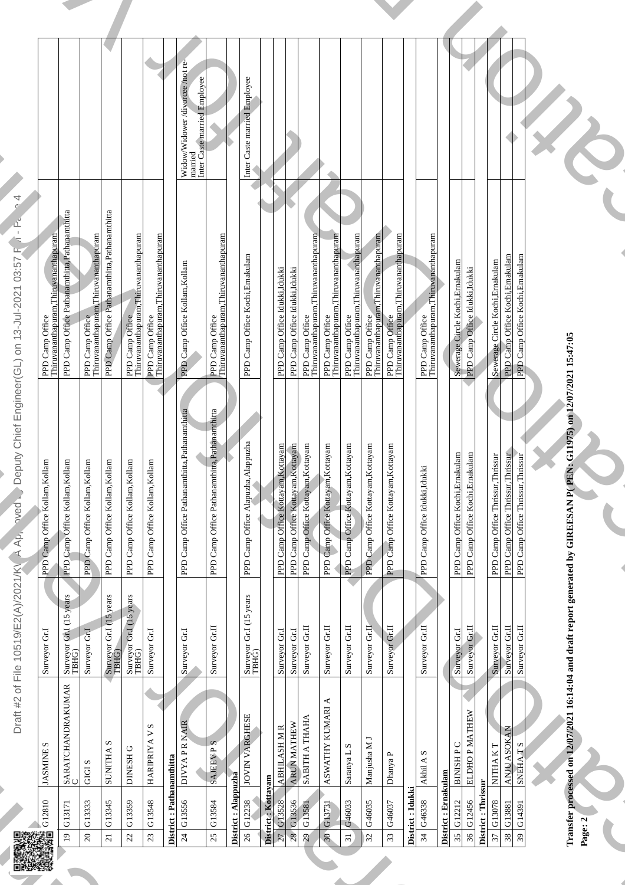| | G12810 | JASMINE S | Surveyor Gr.I | PPD Camp Office Kollam,Kollam | PPD Camp Office Thiruvananthapuram,Thiruvananthapuram | |
|---|---|---|---|---|---|---|
| 19 | G13171 | SARATCHANDRAKUMAR C | Surveyor Gr.I (15 years TBHG) | PPD Camp Office Kollam,Kollam | PPD Camp Office Pathanamthitta,Pathanamthitta | |
| 20 | G13333 | GIGI S | Surveyor Gr.I | PPD Camp Office Kollam,Kollam | PPD Camp Office Thiruvananthapuram,Thiruvananthapuram | |
| 21 | G13345 | SUNITHA S | Surveyor Gr.I (15 years TBHG) | PPD Camp Office Kollam,Kollam | PPD Camp Office Pathanamthitta,Pathanamthitta | |
| 22 | G13359 | DINESH G | Surveyor Gr.I (15 years TBHG) | PPD Camp Office Kollam,Kollam | PPD Camp Office Thiruvananthapuram,Thiruvananthapuram | |
| 23 | G13548 | HARIPRIYA V S | Surveyor Gr.I | PPD Camp Office Kollam,Kollam | PPD Camp Office Thiruvananthapuram,Thiruvananthapuram | |
| **District : Pathanamthitta** | | | | | | |
| 24 | G13556 | DIVYA P R NAIR | Surveyor Gr.I | PPD Camp Office Pathanamthitta,Pathanamthitta | PPD Camp Office Kollam,Kollam | Widow/Widower /divorcee /not re-married Inter Caste married Employee |
| 25 | G13584 | SAJEEV P S | Surveyor Gr.II | PPD Camp Office Pathanamthitta,Pathanamthitta | PPD Camp Office Thiruvananthapuram,Thiruvananthapuram | |
| **District : Alappuzha** | | | | | | |
| 26 | G12238 | JOVIN VARGHESE | Surveyor Gr.I (15 years TBHG) | PPD Camp Office Alapuzha,Alappuzha | PPD Camp Office Kochi,Ernakulam | Inter Caste married Employee |
| **District : Kottayam** | | | | | | |
| 27 | G13528 | ABHILASH M R | Surveyor Gr.I | PPD Camp Office Kottayam,Kottayam | PPD Camp Office Idukki,Idukki | |
| 28 | G13536 | ARUN MATHEW | Surveyor Gr.I | PPD Camp Office Kottayam,Kottayam | PPD Camp Office Idukki,Idukki | |
| 29 | G13581 | SABITHA THAHA | Surveyor Gr.II | PPD Camp Office Kottayam,Kottayam | PPD Camp Office Thiruvananthapuram,Thiruvananthapuram | |
| 30 | G13731 | ASWATHY KUMARI A | Surveyor Gr.II | PPD Camp Office Kottayam,Kottayam | PPD Camp Office Thiruvananthapuram,Thiruvananthapuram | |
| 31 | G46033 | Saranya L S | Surveyor Gr.II | PPD Camp Office Kottayam,Kottayam | PPD Camp Office Thiruvananthapuram,Thiruvananthapuram | |
| 32 | G46035 | Manjusha M J | Surveyor Gr.II | PPD Camp Office Kottayam,Kottayam | PPD Camp Office Thiruvananthapuram,Thiruvananthapuram | |
| 33 | G46037 | Dhanya P | Surveyor Gr.II | PPD Camp Office Kottayam,Kottayam | PPD Camp Office Thiruvananthapuram,Thiruvananthapuram | |
| **District : Idukki** | | | | | | |
| 34 | G46338 | Akhil A S | Surveyor Gr.II | PPD Camp Office Idukki,Idukki | PPD Camp Office Thiruvananthapuram,Thiruvananthapuram | |
| **District : Ernakulam** | | | | | | |
| 35 | G12212 | BINISH P C | Surveyor Gr.I | PPD Camp Office Kochi,Ernakulam | Sewerage Circle Kochi,Ernakulam | |
| 36 | G12456 | ELDHO P MATHEW | Surveyor Gr.II | PPD Camp Office Kochi,Ernakulam | PPD Camp Office Idukki,Idukki | |
| **District : Thrissur** | | | | | | |
| 37 | G13078 | NITHA K T | Surveyor Gr.II | PPD Camp Office Thrissur,Thrissur | Sewerage Circle Kochi,Ernakulam | |
| 38 | G13881 | ANJU ASOKAN | Surveyor Gr.II | PPD Camp Office Thrissur,Thrissur | PPD Camp Office Kochi,Ernakulam | |
| 39 | G14391 | SNEHA T S | Surveyor Gr.II | PPD Camp Office Thrissur,Thrissur | PPD Camp Office Kochi,Ernakulam | |

**Transfer processed on 12/07/2021 16:14:04 and draft report generated by GIREESAN P( PEN: G11975) on 12/07/2021 15:47:05**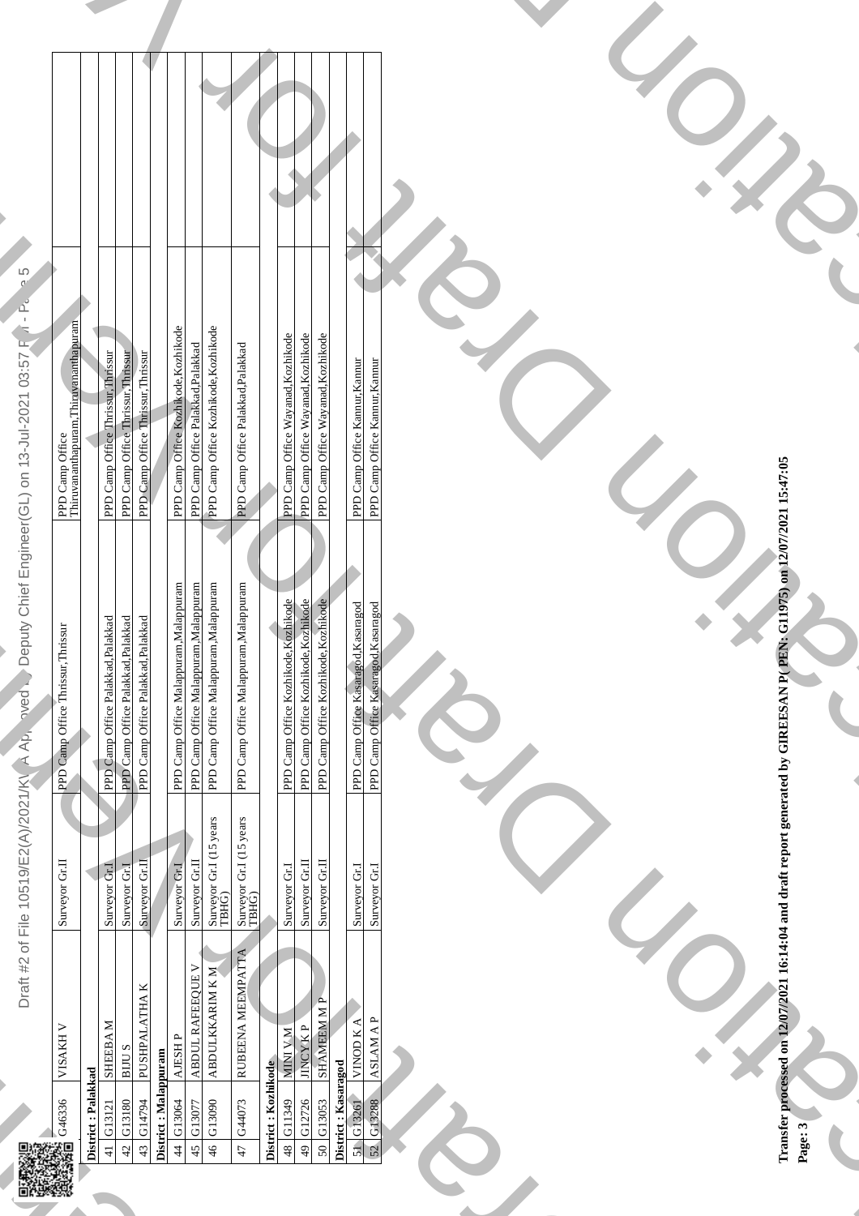| | | | | |
|---|---|---|---|---|
| | G46336 | VISAKH V | Surveyor Gr.II | PPD Camp Office Thrissur,Thrissur | PPD Camp Office Thiruvananthapuram,Thiruvananthapuram |
| **District : Palakkad** | | | | | |
| 41 | G13121 | SHEEBA M | Surveyor Gr.I | PPD Camp Office Palakkad,Palakkad | PPD Camp Office Thrissur,Thrissur |
| 42 | G13180 | BIJU S | Surveyor Gr.I | PPD Camp Office Palakkad,Palakkad | PPD Camp Office Thrissur,Thrissur |
| 43 | G14794 | PUSHPALATHA K | Surveyor Gr.II | PPD Camp Office Palakkad,Palakkad | PPD Camp Office Thrissur,Thrissur |
| **District : Malappuram** | | | | | |
| 44 | G13064 | AJESH P | Surveyor Gr.I | PPD Camp Office Malappuram,Malappuram | PPD Camp Office Kozhikode,Kozhikode |
| 45 | G13077 | ABDUL RAFEEQUE V | Surveyor Gr.II | PPD Camp Office Malappuram,Malappuram | PPD Camp Office Palakkad,Palakkad |
| 46 | G13090 | ABDULKKARIM K M | Surveyor Gr.I (15 years TBHG) | PPD Camp Office Malappuram,Malappuram | PPD Camp Office Kozhikode,Kozhikode |
| 47 | G44073 | RUBEENA MEEMPATTA | Surveyor Gr.I (15 years TBHG) | PPD Camp Office Malappuram,Malappuram | PPD Camp Office Palakkad,Palakkad |
| **District : Kozhikode** | | | | | |
| 48 | G11349 | MINI V M | Surveyor Gr.I | PPD Camp Office Kozhikode,Kozhikode | PPD Camp Office Wayanad,Kozhikode |
| 49 | G12726 | JINCY K P | Surveyor Gr.II | PPD Camp Office Kozhikode,Kozhikode | PPD Camp Office Wayanad,Kozhikode |
| 50 | G13053 | SHAMEEM M P | Surveyor Gr.II | PPD Camp Office Kozhikode,Kozhikode | PPD Camp Office Wayanad,Kozhikode |
| **District : Kasaragod** | | | | | |
| 51 | G13261 | VINOD K A | Surveyor Gr.I | PPD Camp Office Kasaragod,Kasaragod | PPD Camp Office Kannur,Kannur |
| 52 | G13288 | ASLAM A P | Surveyor Gr.I | PPD Camp Office Kasaragod,Kasaragod | PPD Camp Office Kannur,Kannur |

**Transfer processed on 12/07/2021 16:14:04 and draft report generated by GIREESAN P( PEN: G11975) on 12/07/2021 15:47:05**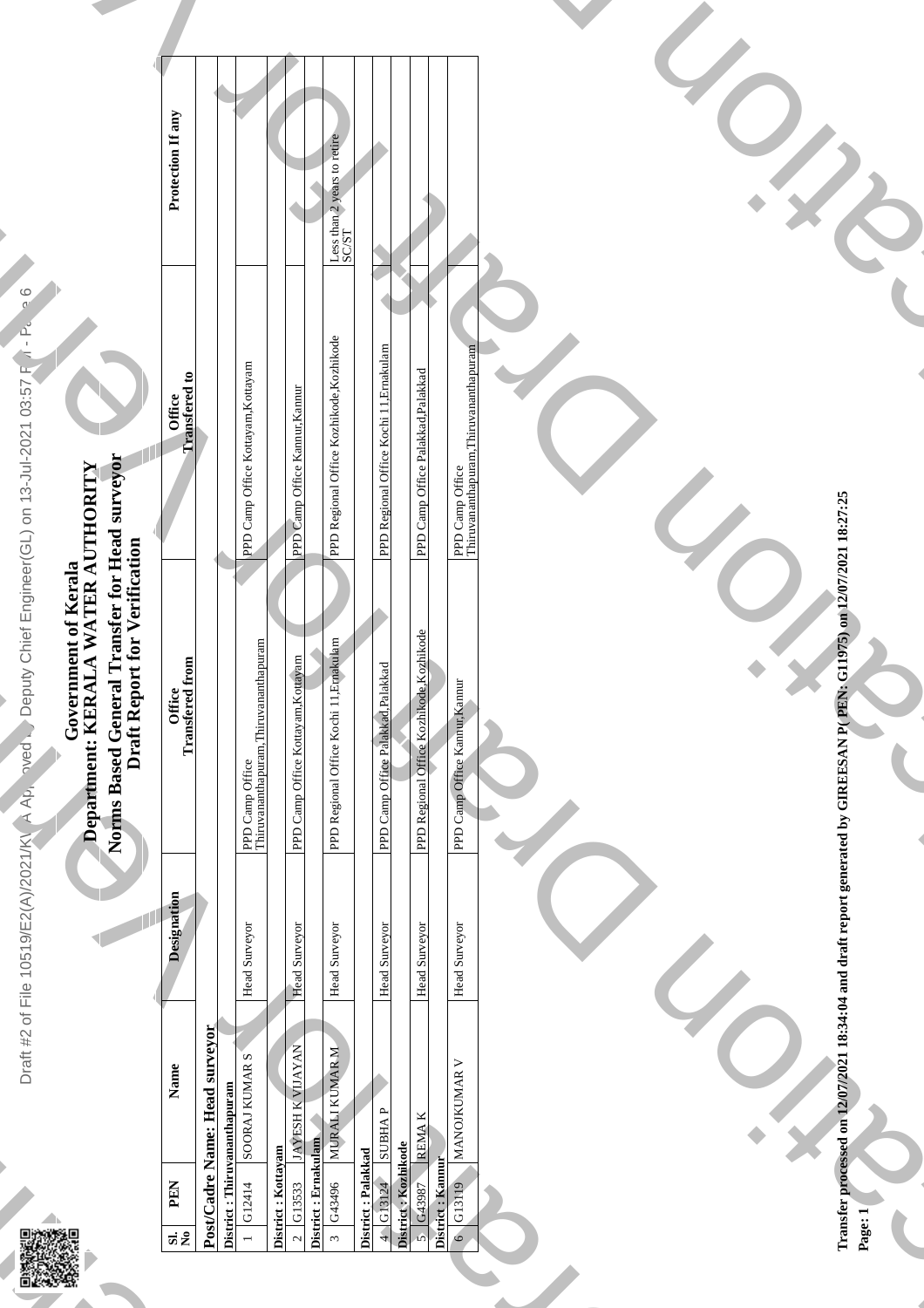# Government of Kerala
## Department: KERALA WATER AUTHORITY
## Norms Based General Transfer for Head surveyor
### Draft Report for Verification

| Sl. No | PEN | Name | Designation | Office Transfered from | Office Transfered to | Protection If any |
|---|---|---|---|---|---|---|
| **Post/Cadre Name: Head surveyor** | | | | | | |
| **District : Thiruvananthapuram** | | | | | | |
| 1 | G12414 | SOORAJ KUMAR S | Head Surveyor | PPD Camp Office Thiruvananthapuram,Thiruvananthapuram | PPD Camp Office Kottayam,Kottayam | |
| **District : Kottayam** | | | | | | |
| 2 | G13533 | JAYESH K VIJAYAN | Head Surveyor | PPD Camp Office Kottayam,Kottayam | PPD Camp Office Kannur,Kannur | |
| **District : Ernakulam** | | | | | | |
| 3 | G43496 | MURALI KUMAR M | Head Surveyor | PPD Regional Office Kochi 11,Ernakulam | PPD Regional Office Kozhikode,Kozhikode | Less than 2 years to retire SC/ST |
| **District : Palakkad** | | | | | | |
| 4 | G13124 | SUBHA P | Head Surveyor | PPD Camp Office Palakkad,Palakkad | PPD Regional Office Kochi 11,Ernakulam | |
| **District : Kozhikode** | | | | | | |
| 5 | G43987 | REMA K | Head Surveyor | PPD Regional Office Kozhikode,Kozhikode | PPD Camp Office Palakkad,Palakkad | |
| **District : Kannur** | | | | | | |
| 6 | G13119 | MANOJKUMAR V | Head Surveyor | PPD Camp Office Kannur,Kannur | PPD Camp Office Thiruvananthapuram,Thiruvananthapuram | |

**Transfer processed on 12/07/2021 18:34:04 and draft report generated by GIREESAN P( PEN: G11975) on 12/07/2021 18:27:25**